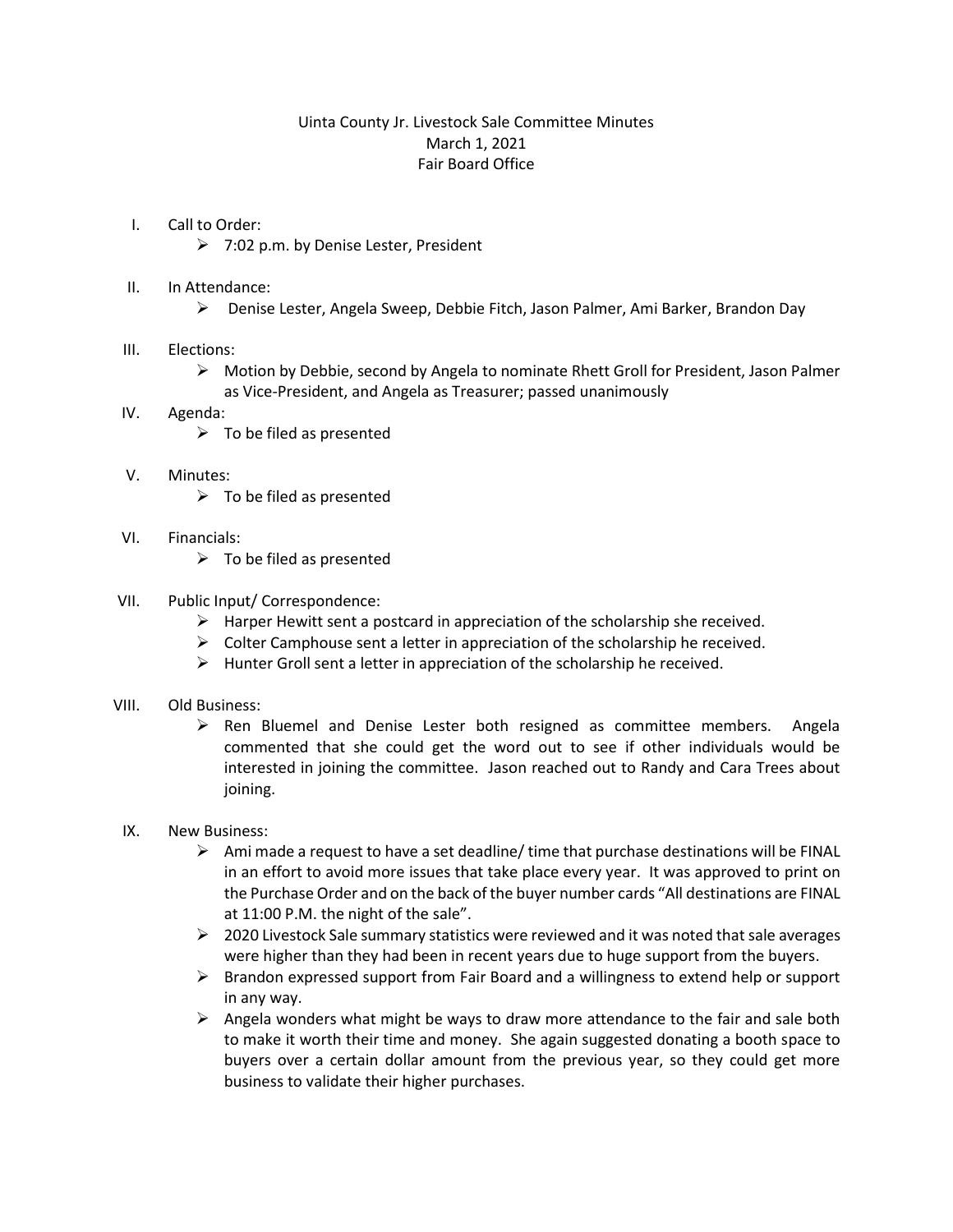Uinta County Jr. Livestock Sale Committee Minutes
March 1, 2021
Fair Board Office

I. Call to Order:
   - 7:02 p.m. by Denise Lester, President

II. In Attendance:
   - Denise Lester, Angela Sweep, Debbie Fitch, Jason Palmer, Ami Barker, Brandon Day

III. Elections:
   - Motion by Debbie, second by Angela to nominate Rhett Groll for President, Jason Palmer as Vice-President, and Angela as Treasurer; passed unanimously

IV. Agenda:
   - To be filed as presented

V. Minutes:
   - To be filed as presented

VI. Financials:
   - To be filed as presented

VII. Public Input/ Correspondence:
   - Harper Hewitt sent a postcard in appreciation of the scholarship she received.
   - Colter Camphouse sent a letter in appreciation of the scholarship he received.
   - Hunter Groll sent a letter in appreciation of the scholarship he received.

VIII. Old Business:
   - Ren Bluemel and Denise Lester both resigned as committee members. Angela commented that she could get the word out to see if other individuals would be interested in joining the committee. Jason reached out to Randy and Cara Trees about joining.

IX. New Business:
   - Ami made a request to have a set deadline/ time that purchase destinations will be FINAL in an effort to avoid more issues that take place every year. It was approved to print on the Purchase Order and on the back of the buyer number cards "All destinations are FINAL at 11:00 P.M. the night of the sale".
   - 2020 Livestock Sale summary statistics were reviewed and it was noted that sale averages were higher than they had been in recent years due to huge support from the buyers.
   - Brandon expressed support from Fair Board and a willingness to extend help or support in any way.
   - Angela wonders what might be ways to draw more attendance to the fair and sale both to make it worth their time and money. She again suggested donating a booth space to buyers over a certain dollar amount from the previous year, so they could get more business to validate their higher purchases.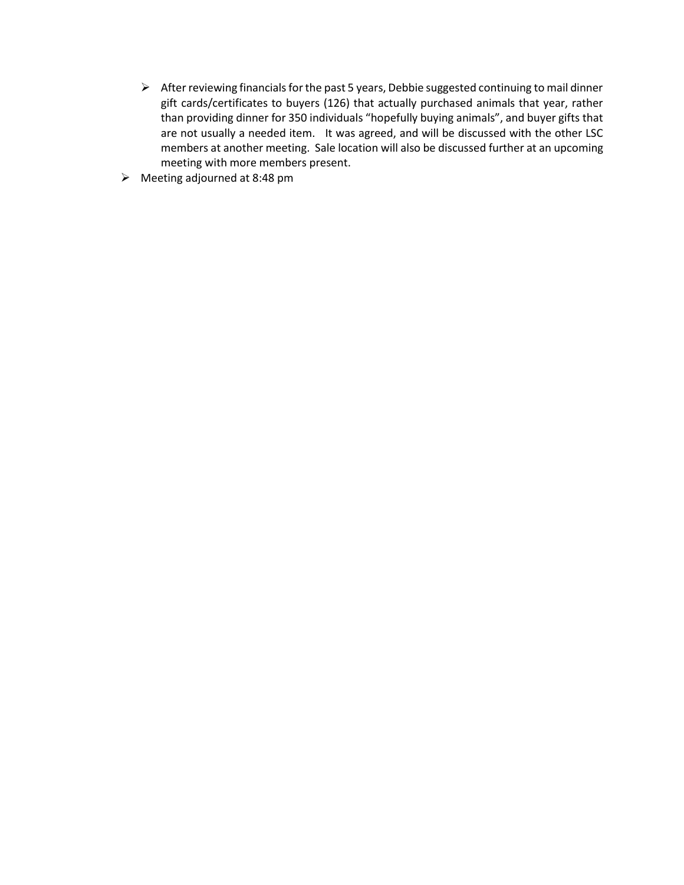- After reviewing financials for the past 5 years, Debbie suggested continuing to mail dinner gift cards/certificates to buyers (126) that actually purchased animals that year, rather than providing dinner for 350 individuals "hopefully buying animals", and buyer gifts that are not usually a needed item. It was agreed, and will be discussed with the other LSC members at another meeting. Sale location will also be discussed further at an upcoming meeting with more members present.
- Meeting adjourned at 8:48 pm